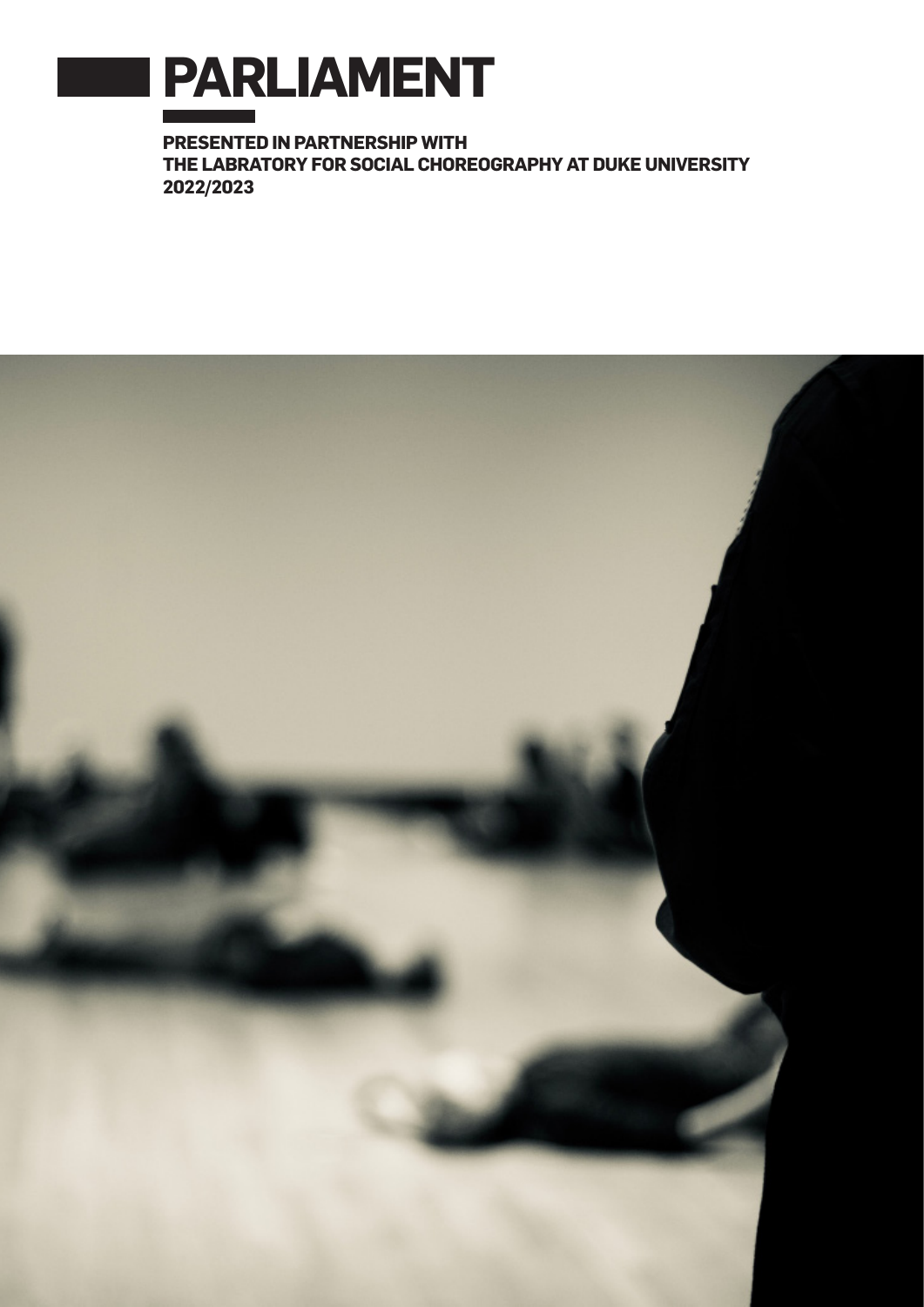# PARLIAMENT

**PRESENTED IN PARTNERSHIP WITH**
**THE LABRATORY FOR SOCIAL CHOREOGRAPHY AT DUKE UNIVERSITY**
**2022/2023**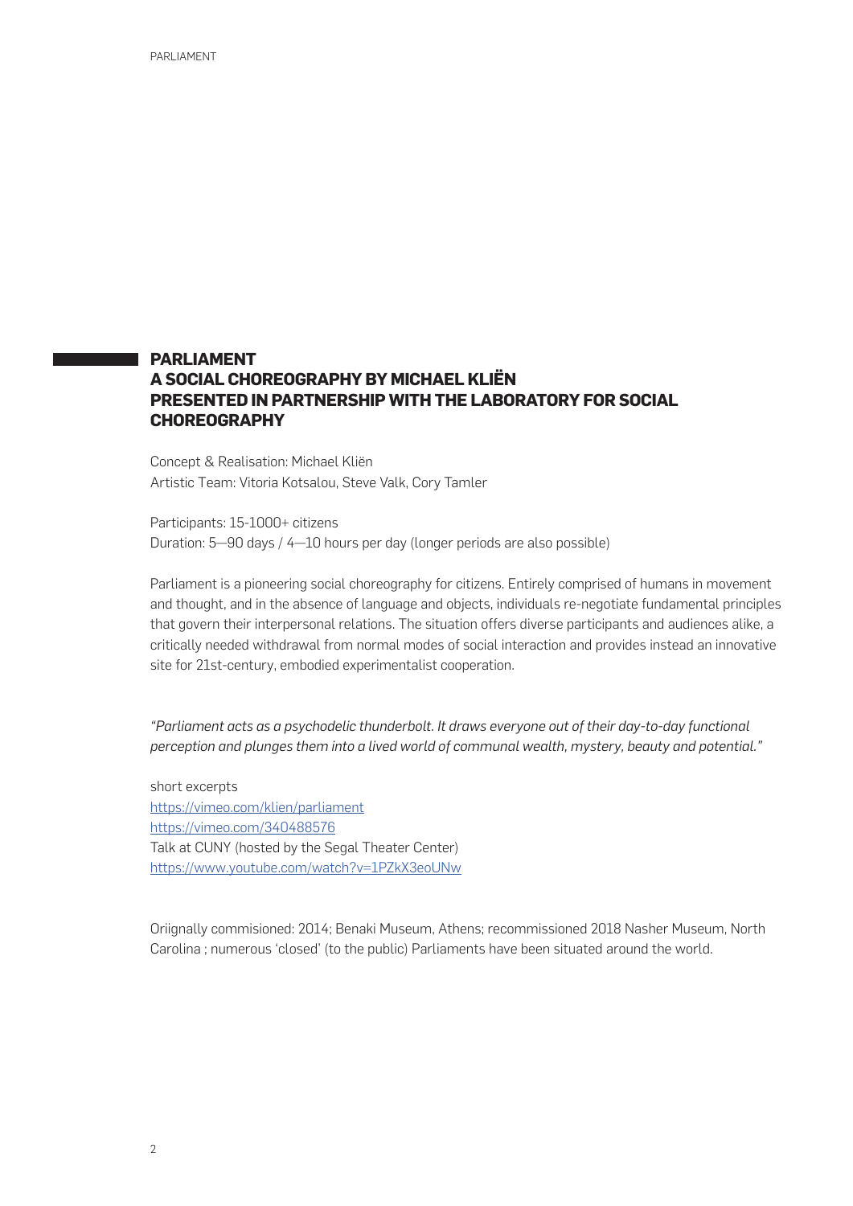# PARLIAMENT
# A SOCIAL CHOREOGRAPHY BY MICHAEL KLIËN
# PRESENTED IN PARTNERSHIP WITH THE LABORATORY FOR SOCIAL CHOREOGRAPHY

Concept & Realisation: Michael Kliën
Artistic Team: Vitoria Kotsalou, Steve Valk, Cory Tamler

Participants: 15-1000+ citizens
Duration: 5—90 days / 4—10 hours per day (longer periods are also possible)

Parliament is a pioneering social choreography for citizens. Entirely comprised of humans in movement and thought, and in the absence of language and objects, individuals re-negotiate fundamental principles that govern their interpersonal relations. The situation offers diverse participants and audiences alike, a critically needed withdrawal from normal modes of social interaction and provides instead an innovative site for 21st-century, embodied experimentalist cooperation.

*"Parliament acts as a psychodelic thunderbolt. It draws everyone out of their day-to-day functional perception and plunges them into a lived world of communal wealth, mystery, beauty and potential."*

short excerpts
https://vimeo.com/klien/parliament
https://vimeo.com/340488576
Talk at CUNY (hosted by the Segal Theater Center)
https://www.youtube.com/watch?v=1PZkX3eoUNw

Oriignally commisioned: 2014; Benaki Museum, Athens; recommissioned 2018 Nasher Museum, North Carolina ; numerous 'closed' (to the public) Parliaments have been situated around the world.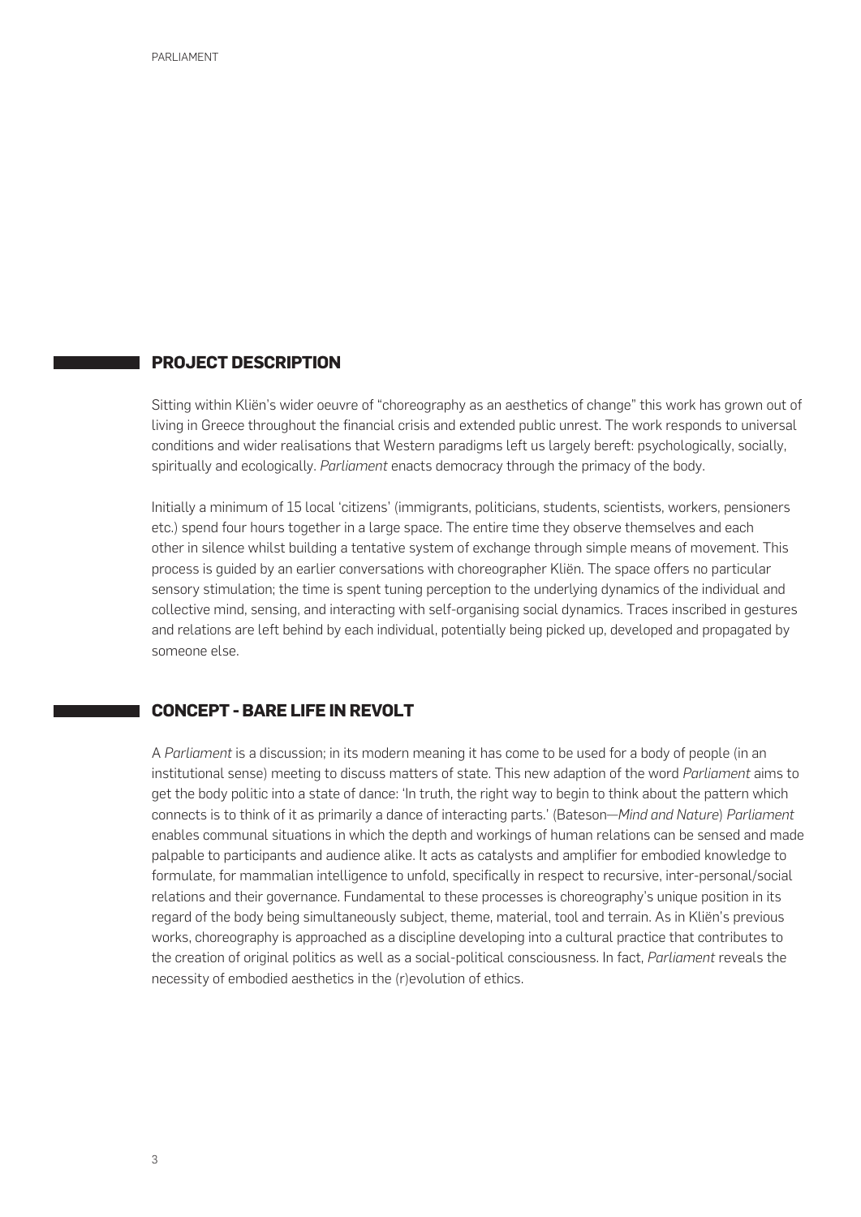## PROJECT DESCRIPTION

Sitting within Kliën's wider oeuvre of "choreography as an aesthetics of change" this work has grown out of living in Greece throughout the financial crisis and extended public unrest. The work responds to universal conditions and wider realisations that Western paradigms left us largely bereft: psychologically, socially, spiritually and ecologically. *Parliament* enacts democracy through the primacy of the body.

Initially a minimum of 15 local 'citizens' (immigrants, politicians, students, scientists, workers, pensioners etc.) spend four hours together in a large space. The entire time they observe themselves and each other in silence whilst building a tentative system of exchange through simple means of movement. This process is guided by an earlier conversations with choreographer Kliën. The space offers no particular sensory stimulation; the time is spent tuning perception to the underlying dynamics of the individual and collective mind, sensing, and interacting with self-organising social dynamics. Traces inscribed in gestures and relations are left behind by each individual, potentially being picked up, developed and propagated by someone else.

## CONCEPT - BARE LIFE IN REVOLT

A *Parliament* is a discussion; in its modern meaning it has come to be used for a body of people (in an institutional sense) meeting to discuss matters of state. This new adaption of the word *Parliament* aims to get the body politic into a state of dance: 'In truth, the right way to begin to think about the pattern which connects is to think of it as primarily a dance of interacting parts.' (Bateson—*Mind and Nature*) *Parliament* enables communal situations in which the depth and workings of human relations can be sensed and made palpable to participants and audience alike. It acts as catalysts and amplifier for embodied knowledge to formulate, for mammalian intelligence to unfold, specifically in respect to recursive, inter-personal/social relations and their governance. Fundamental to these processes is choreography's unique position in its regard of the body being simultaneously subject, theme, material, tool and terrain. As in Kliën's previous works, choreography is approached as a discipline developing into a cultural practice that contributes to the creation of original politics as well as a social-political consciousness. In fact, *Parliament* reveals the necessity of embodied aesthetics in the (r)evolution of ethics.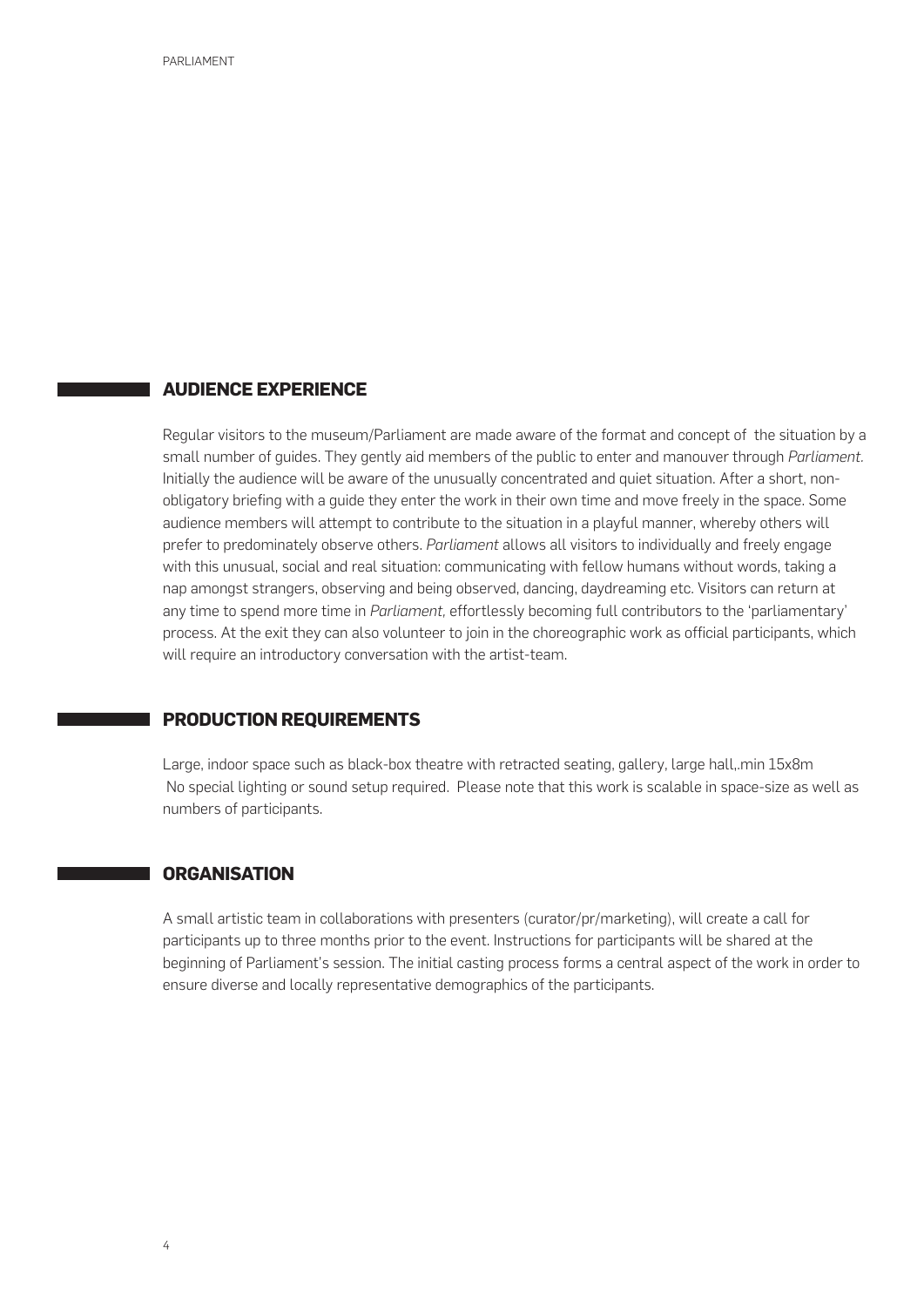## AUDIENCE EXPERIENCE

Regular visitors to the museum/Parliament are made aware of the format and concept of the situation by a small number of guides. They gently aid members of the public to enter and manouver through *Parliament.* Initially the audience will be aware of the unusually concentrated and quiet situation. After a short, non-obligatory briefing with a guide they enter the work in their own time and move freely in the space. Some audience members will attempt to contribute to the situation in a playful manner, whereby others will prefer to predominately observe others. *Parliament* allows all visitors to individually and freely engage with this unusual, social and real situation: communicating with fellow humans without words, taking a nap amongst strangers, observing and being observed, dancing, daydreaming etc. Visitors can return at any time to spend more time in *Parliament,* effortlessly becoming full contributors to the 'parliamentary' process. At the exit they can also volunteer to join in the choreographic work as official participants, which will require an introductory conversation with the artist-team.

## PRODUCTION REQUIREMENTS

Large, indoor space such as black-box theatre with retracted seating, gallery, large hall,.min 15x8m
No special lighting or sound setup required. Please note that this work is scalable in space-size as well as numbers of participants.

## ORGANISATION

A small artistic team in collaborations with presenters (curator/pr/marketing), will create a call for participants up to three months prior to the event. Instructions for participants will be shared at the beginning of Parliament's session. The initial casting process forms a central aspect of the work in order to ensure diverse and locally representative demographics of the participants.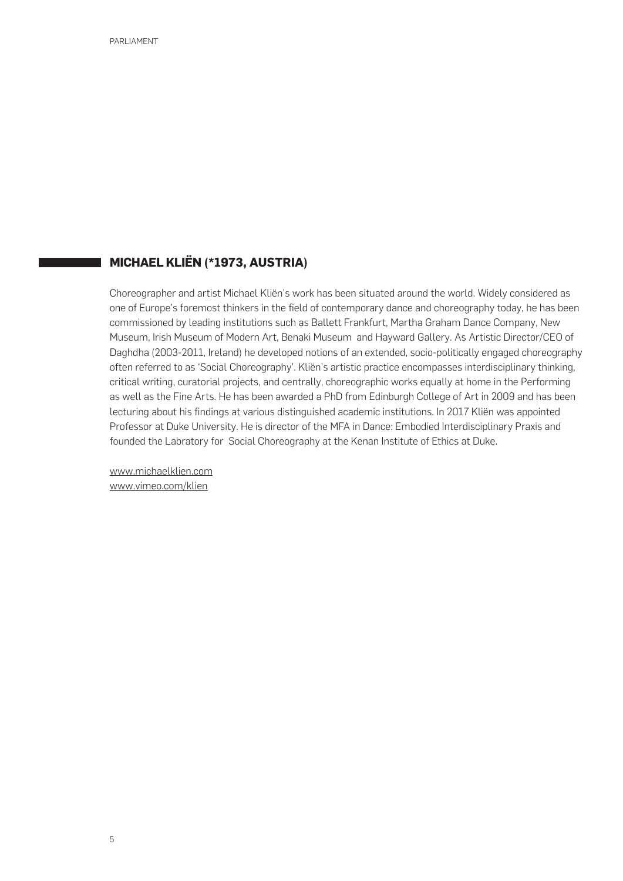## MICHAEL KLIËN (*1973, AUSTRIA)

Choreographer and artist Michael Kliën's work has been situated around the world. Widely considered as one of Europe's foremost thinkers in the field of contemporary dance and choreography today, he has been commissioned by leading institutions such as Ballett Frankfurt, Martha Graham Dance Company, New Museum, Irish Museum of Modern Art, Benaki Museum and Hayward Gallery. As Artistic Director/CEO of Daghdha (2003-2011, Ireland) he developed notions of an extended, socio-politically engaged choreography often referred to as 'Social Choreography'. Kliën's artistic practice encompasses interdisciplinary thinking, critical writing, curatorial projects, and centrally, choreographic works equally at home in the Performing as well as the Fine Arts. He has been awarded a PhD from Edinburgh College of Art in 2009 and has been lecturing about his findings at various distinguished academic institutions. In 2017 Kliën was appointed Professor at Duke University. He is director of the MFA in Dance: Embodied Interdisciplinary Praxis and founded the Labratory for Social Choreography at the Kenan Institute of Ethics at Duke.

www.michaelklien.com
www.vimeo.com/klien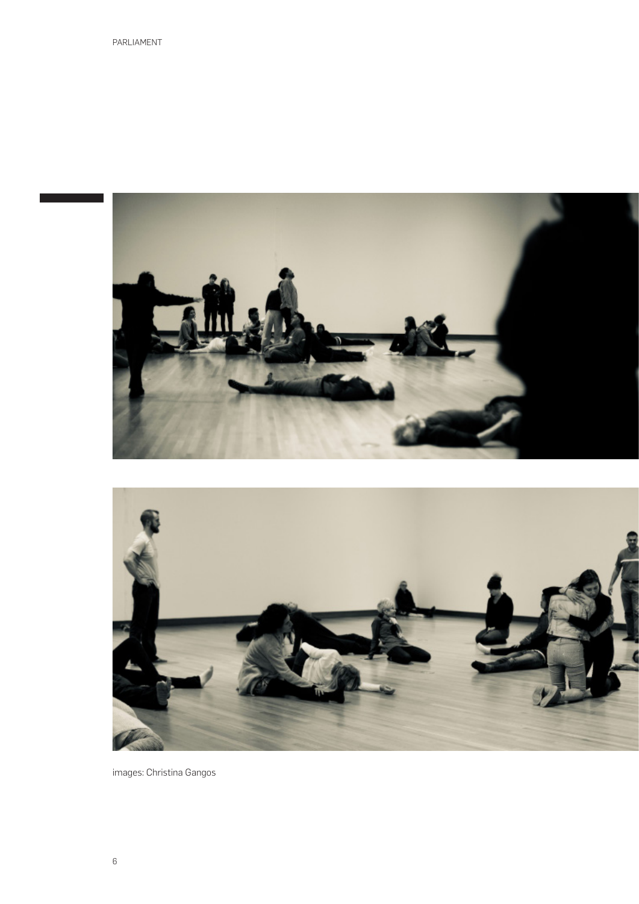images: Christina Gangos